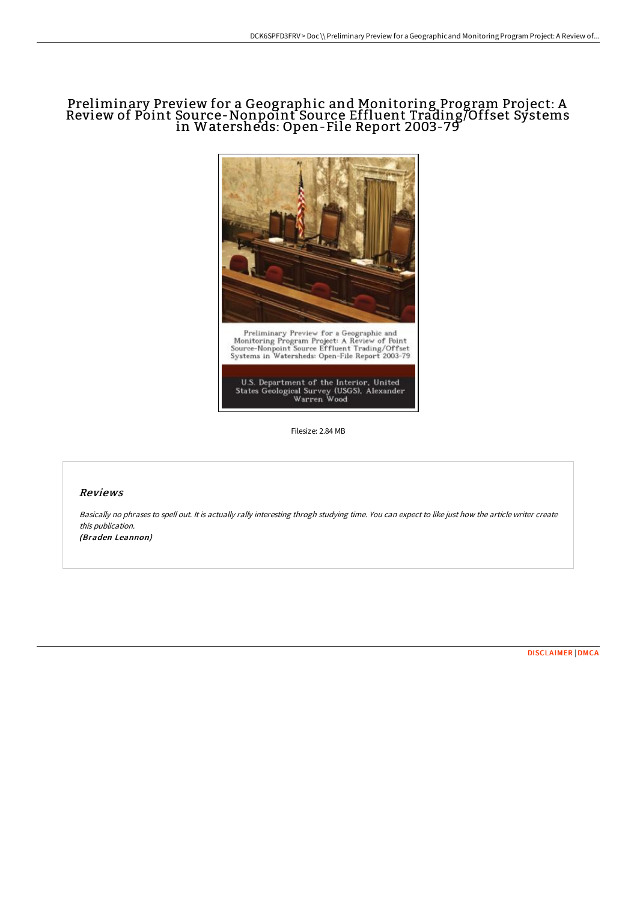# Preliminary Preview for a Geographic and Monitoring Program Project: A Review of Point Source-Nonpoint Source Effluent Trading/Offset Systems in Watersheds: Open-File Report 2003-79

Preliminary Preview for a Geographic and Monitoring Program Project: A Review of Point Source-Nonpoint Source Effluent Trading/Offset Systems in Watersheds: Open-File Report 2003-79

U.S. Department of the Interior, United States Geological Survey (USGS), Alexander Warren Wood

Filesize: 2.84 MB

## *Reviews*

*Basically no phrases to spell out. It is actually rally interesting throgh studying time. You can expect to like just how the article writer create this publication.*

***(Braden Leannon)***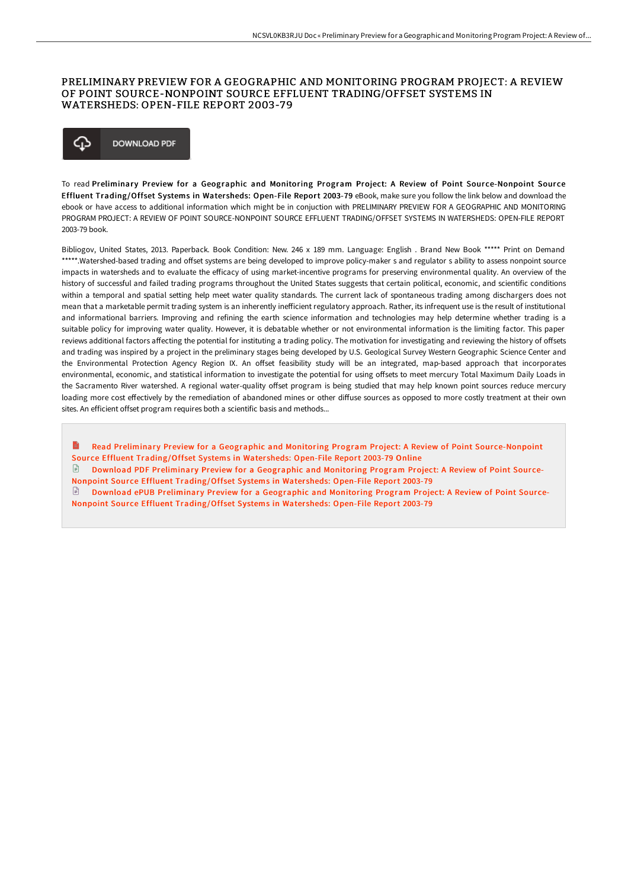# PRELIMINARY PREVIEW FOR A GEOGRAPHIC AND MONITORING PROGRAM PROJECT: A REVIEW OF POINT SOURCE-NONPOINT SOURCE EFFLUENT TRADING/OFFSET SYSTEMS IN WATERSHEDS: OPEN-FILE REPORT 2003-79

DOWNLOAD PDF

To read **Preliminary Preview for a Geographic and Monitoring Program Project: A Review of Point Source-Nonpoint Source Effluent Trading/Offset Systems in Watersheds: Open-File Report 2003-79** eBook, make sure you follow the link below and download the ebook or have access to additional information which might be in conjuction with PRELIMINARY PREVIEW FOR A GEOGRAPHIC AND MONITORING PROGRAM PROJECT: A REVIEW OF POINT SOURCE-NONPOINT SOURCE EFFLUENT TRADING/OFFSET SYSTEMS IN WATERSHEDS: OPEN-FILE REPORT 2003-79 book.

Bibliogov, United States, 2013. Paperback. Book Condition: New. 246 x 189 mm. Language: English . Brand New Book ***** Print on Demand *****.Watershed-based trading and offset systems are being developed to improve policy-maker s and regulator s ability to assess nonpoint source impacts in watersheds and to evaluate the efficacy of using market-incentive programs for preserving environmental quality. An overview of the history of successful and failed trading programs throughout the United States suggests that certain political, economic, and scientific conditions within a temporal and spatial setting help meet water quality standards. The current lack of spontaneous trading among dischargers does not mean that a marketable permit trading system is an inherently inefficient regulatory approach. Rather, its infrequent use is the result of institutional and informational barriers. Improving and refining the earth science information and technologies may help determine whether trading is a suitable policy for improving water quality. However, it is debatable whether or not environmental information is the limiting factor. This paper reviews additional factors affecting the potential for instituting a trading policy. The motivation for investigating and reviewing the history of offsets and trading was inspired by a project in the preliminary stages being developed by U.S. Geological Survey Western Geographic Science Center and the Environmental Protection Agency Region IX. An offset feasibility study will be an integrated, map-based approach that incorporates environmental, economic, and statistical information to investigate the potential for using offsets to meet mercury Total Maximum Daily Loads in the Sacramento River watershed. A regional water-quality offset program is being studied that may help known point sources reduce mercury loading more cost effectively by the remediation of abandoned mines or other diffuse sources as opposed to more costly treatment at their own sites. An efficient offset program requires both a scientific basis and methods...

- Read Preliminary Preview for a Geographic and Monitoring Program Project: A Review of Point Source-Nonpoint Source Effluent Trading/Offset Systems in Watersheds: Open-File Report 2003-79 Online
- Download PDF Preliminary Preview for a Geographic and Monitoring Program Project: A Review of Point Source-Nonpoint Source Effluent Trading/Offset Systems in Watersheds: Open-File Report 2003-79
- Download ePUB Preliminary Preview for a Geographic and Monitoring Program Project: A Review of Point Source-Nonpoint Source Effluent Trading/Offset Systems in Watersheds: Open-File Report 2003-79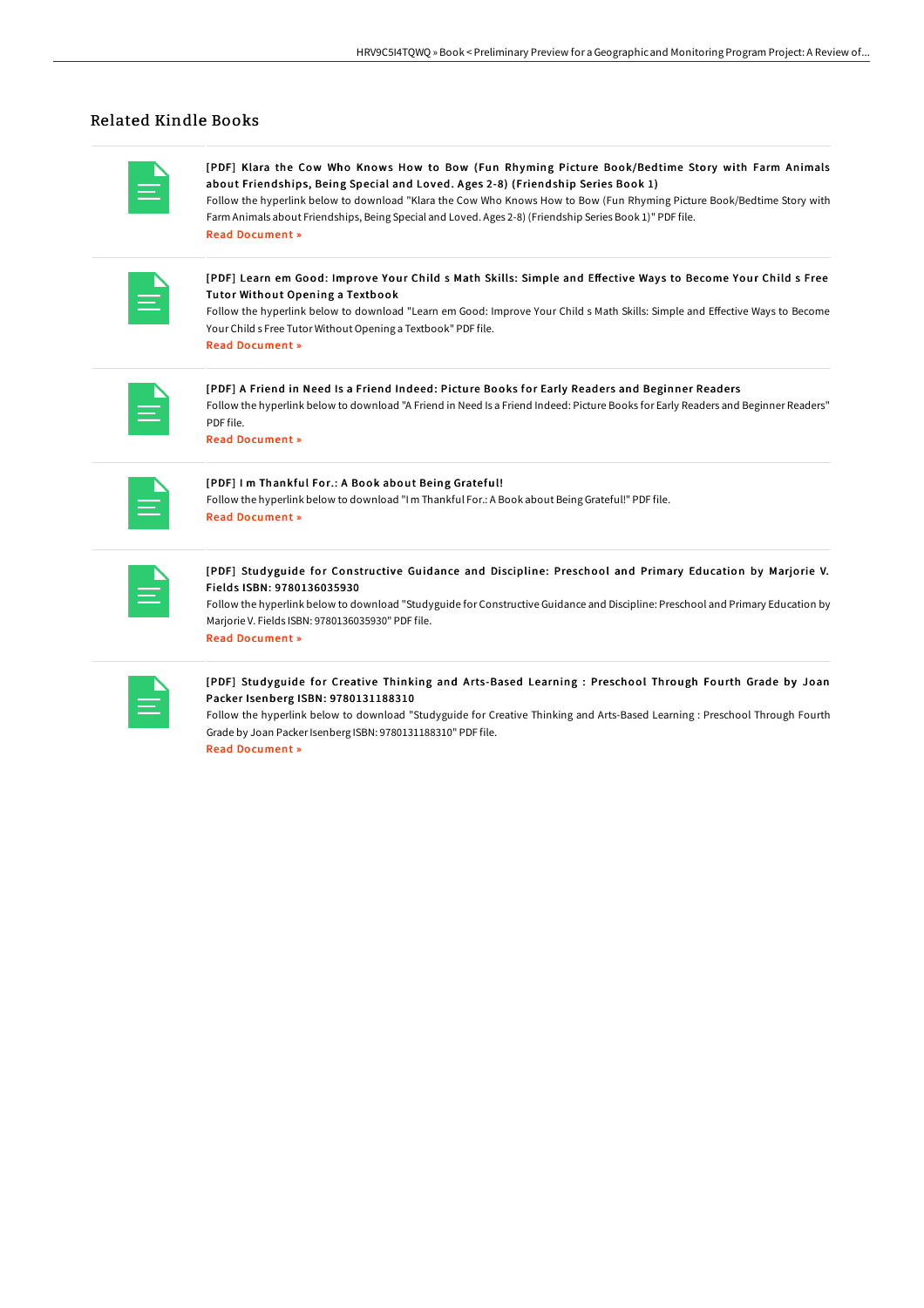## Related Kindle Books

[PDF] Klara the Cow Who Knows How to Bow (Fun Rhyming Picture Book/Bedtime Story with Farm Animals about Friendships, Being Special and Loved. Ages 2-8) (Friendship Series Book 1)

Follow the hyperlink below to download "Klara the Cow Who Knows How to Bow (Fun Rhyming Picture Book/Bedtime Story with Farm Animals about Friendships, Being Special and Loved. Ages 2-8) (Friendship Series Book 1)" PDF file.

Read Document »

[PDF] Learn em Good: Improve Your Child s Math Skills: Simple and Effective Ways to Become Your Child s Free Tutor Without Opening a Textbook

Follow the hyperlink below to download "Learn em Good: Improve Your Child s Math Skills: Simple and Effective Ways to Become Your Child s Free Tutor Without Opening a Textbook" PDF file.

Read Document »

[PDF] A Friend in Need Is a Friend Indeed: Picture Books for Early Readers and Beginner Readers

Follow the hyperlink below to download "A Friend in Need Is a Friend Indeed: Picture Books for Early Readers and Beginner Readers" PDF file.

Read Document »

[PDF] I m Thankful For.: A Book about Being Grateful!

Follow the hyperlink below to download "I m Thankful For.: A Book about Being Grateful!" PDF file.

Read Document »

[PDF] Studyguide for Constructive Guidance and Discipline: Preschool and Primary Education by Marjorie V. Fields ISBN: 9780136035930

Follow the hyperlink below to download "Studyguide for Constructive Guidance and Discipline: Preschool and Primary Education by Marjorie V. Fields ISBN: 9780136035930" PDF file.

Read Document »

[PDF] Studyguide for Creative Thinking and Arts-Based Learning : Preschool Through Fourth Grade by Joan Packer Isenberg ISBN: 9780131188310

Follow the hyperlink below to download "Studyguide for Creative Thinking and Arts-Based Learning : Preschool Through Fourth Grade by Joan Packer Isenberg ISBN: 9780131188310" PDF file.

Read Document »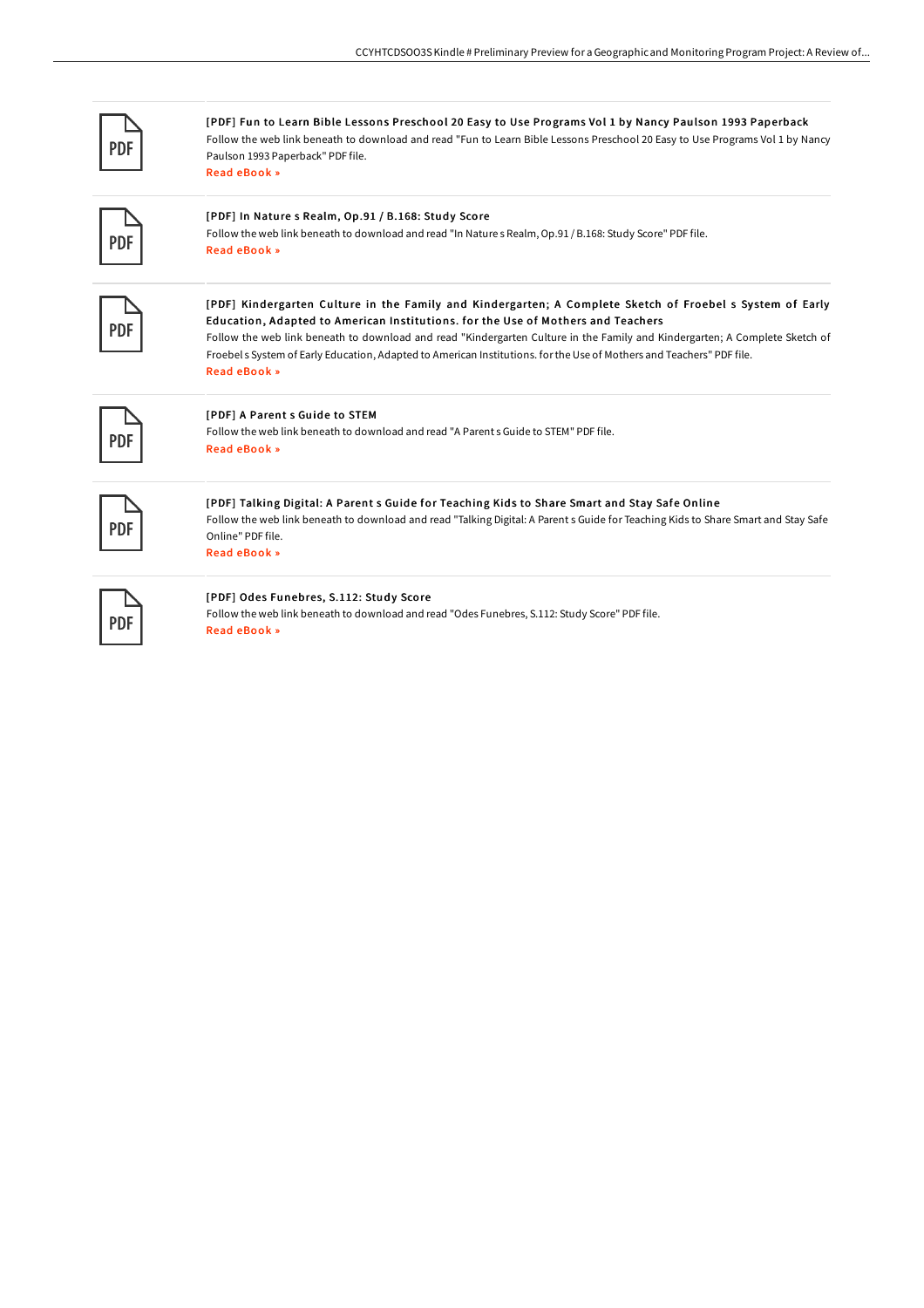[PDF] Fun to Learn Bible Lessons Preschool 20 Easy to Use Programs Vol 1 by Nancy Paulson 1993 Paperback

Follow the web link beneath to download and read "Fun to Learn Bible Lessons Preschool 20 Easy to Use Programs Vol 1 by Nancy Paulson 1993 Paperback" PDF file.

Read eBook »

[PDF] In Nature s Realm, Op.91 / B.168: Study Score

Follow the web link beneath to download and read "In Nature s Realm, Op.91 / B.168: Study Score" PDF file.

Read eBook »

[PDF] Kindergarten Culture in the Family and Kindergarten; A Complete Sketch of Froebel s System of Early Education, Adapted to American Institutions. for the Use of Mothers and Teachers

Follow the web link beneath to download and read "Kindergarten Culture in the Family and Kindergarten; A Complete Sketch of Froebel s System of Early Education, Adapted to American Institutions. for the Use of Mothers and Teachers" PDF file.

Read eBook »

[PDF] A Parent s Guide to STEM

Follow the web link beneath to download and read "A Parent s Guide to STEM" PDF file.

Read eBook »

[PDF] Talking Digital: A Parent s Guide for Teaching Kids to Share Smart and Stay Safe Online

Follow the web link beneath to download and read "Talking Digital: A Parent s Guide for Teaching Kids to Share Smart and Stay Safe Online" PDF file.

Read eBook »

[PDF] Odes Funebres, S.112: Study Score

Follow the web link beneath to download and read "Odes Funebres, S.112: Study Score" PDF file.

Read eBook »